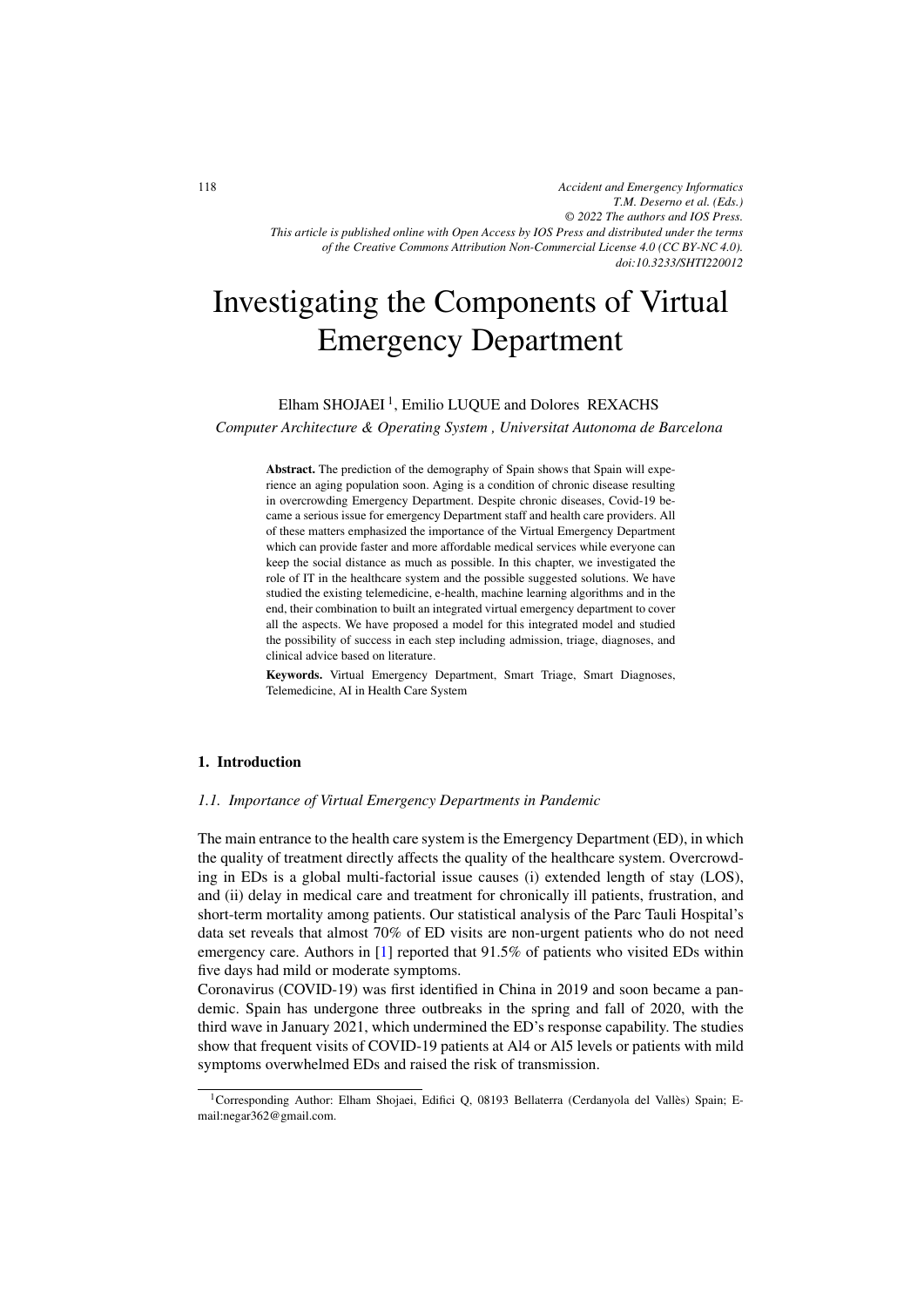# Investigating the Components of Virtual Emergency Department

Elham SHOJAEI [1], Emilio LUQUE and Dolores REXACHS

*Computer Architecture & Operating System , Universitat Autonoma de Barcelona*

**Abstract.** The prediction of the demography of Spain shows that Spain will experience an aging population soon. Aging is a condition of chronic disease resulting in overcrowding Emergency Department. Despite chronic diseases, Covid-19 became a serious issue for emergency Department staff and health care providers. All of these matters emphasized the importance of the Virtual Emergency Department which can provide faster and more affordable medical services while everyone can keep the social distance as much as possible. In this chapter, we investigated the role of IT in the healthcare system and the possible suggested solutions. We have studied the existing telemedicine, e-health, machine learning algorithms and in the end, their combination to built an integrated virtual emergency department to cover all the aspects. We have proposed a model for this integrated model and studied the possibility of success in each step including admission, triage, diagnoses, and clinical advice based on literature.

**Keywords.** Virtual Emergency Department, Smart Triage, Smart Diagnoses, Telemedicine, AI in Health Care System

## 1. Introduction

### *1.1. Importance of Virtual Emergency Departments in Pandemic*

The main entrance to the health care system is the Emergency Department (ED), in which the quality of treatment directly affects the quality of the healthcare system. Overcrowding in EDs is a global multi-factorial issue causes (i) extended length of stay (LOS), and (ii) delay in medical care and treatment for chronically ill patients, frustration, and short-term mortality among patients. Our statistical analysis of the Parc Tauli Hospital's data set reveals that almost 70% of ED visits are non-urgent patients who do not need emergency care. Authors in [1] reported that 91.5% of patients who visited EDs within five days had mild or moderate symptoms.

Coronavirus (COVID-19) was first identified in China in 2019 and soon became a pandemic. Spain has undergone three outbreaks in the spring and fall of 2020, with the third wave in January 2021, which undermined the ED's response capability. The studies show that frequent visits of COVID-19 patients at Al4 or Al5 levels or patients with mild symptoms overwhelmed EDs and raised the risk of transmission.

[1] Corresponding Author: Elham Shojaei, Edifici Q, 08193 Bellaterra (Cerdanyola del Vallès) Spain; E-mail:negar362@gmail.com.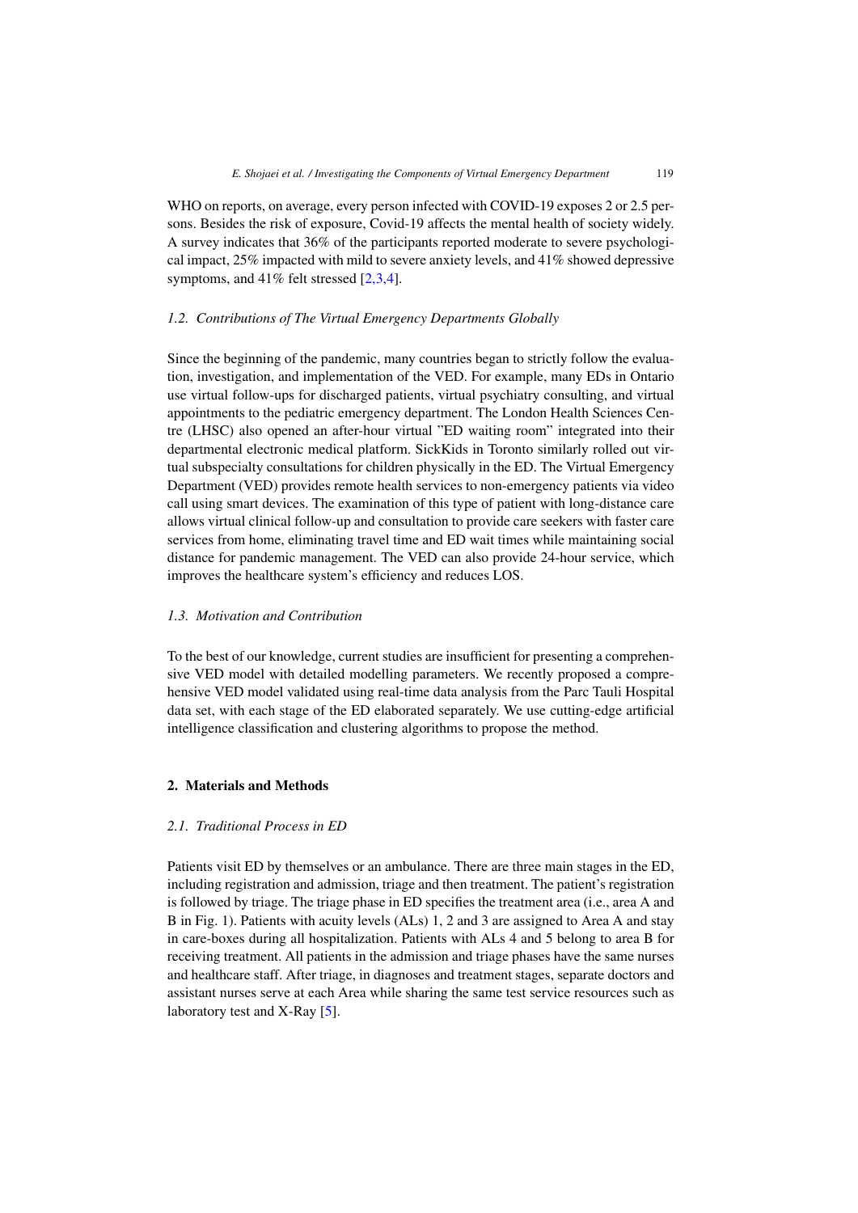WHO on reports, on average, every person infected with COVID-19 exposes 2 or 2.5 persons. Besides the risk of exposure, Covid-19 affects the mental health of society widely. A survey indicates that 36% of the participants reported moderate to severe psychological impact, 25% impacted with mild to severe anxiety levels, and 41% showed depressive symptoms, and 41% felt stressed [2,3,4].

### 1.2. Contributions of The Virtual Emergency Departments Globally

Since the beginning of the pandemic, many countries began to strictly follow the evaluation, investigation, and implementation of the VED. For example, many EDs in Ontario use virtual follow-ups for discharged patients, virtual psychiatry consulting, and virtual appointments to the pediatric emergency department. The London Health Sciences Centre (LHSC) also opened an after-hour virtual "ED waiting room" integrated into their departmental electronic medical platform. SickKids in Toronto similarly rolled out virtual subspecialty consultations for children physically in the ED. The Virtual Emergency Department (VED) provides remote health services to non-emergency patients via video call using smart devices. The examination of this type of patient with long-distance care allows virtual clinical follow-up and consultation to provide care seekers with faster care services from home, eliminating travel time and ED wait times while maintaining social distance for pandemic management. The VED can also provide 24-hour service, which improves the healthcare system's efficiency and reduces LOS.

### 1.3. Motivation and Contribution

To the best of our knowledge, current studies are insufficient for presenting a comprehensive VED model with detailed modelling parameters. We recently proposed a comprehensive VED model validated using real-time data analysis from the Parc Tauli Hospital data set, with each stage of the ED elaborated separately. We use cutting-edge artificial intelligence classification and clustering algorithms to propose the method.

## 2. Materials and Methods

### 2.1. Traditional Process in ED

Patients visit ED by themselves or an ambulance. There are three main stages in the ED, including registration and admission, triage and then treatment. The patient's registration is followed by triage. The triage phase in ED specifies the treatment area (i.e., area A and B in Fig. 1). Patients with acuity levels (ALs) 1, 2 and 3 are assigned to Area A and stay in care-boxes during all hospitalization. Patients with ALs 4 and 5 belong to area B for receiving treatment. All patients in the admission and triage phases have the same nurses and healthcare staff. After triage, in diagnoses and treatment stages, separate doctors and assistant nurses serve at each Area while sharing the same test service resources such as laboratory test and X-Ray [5].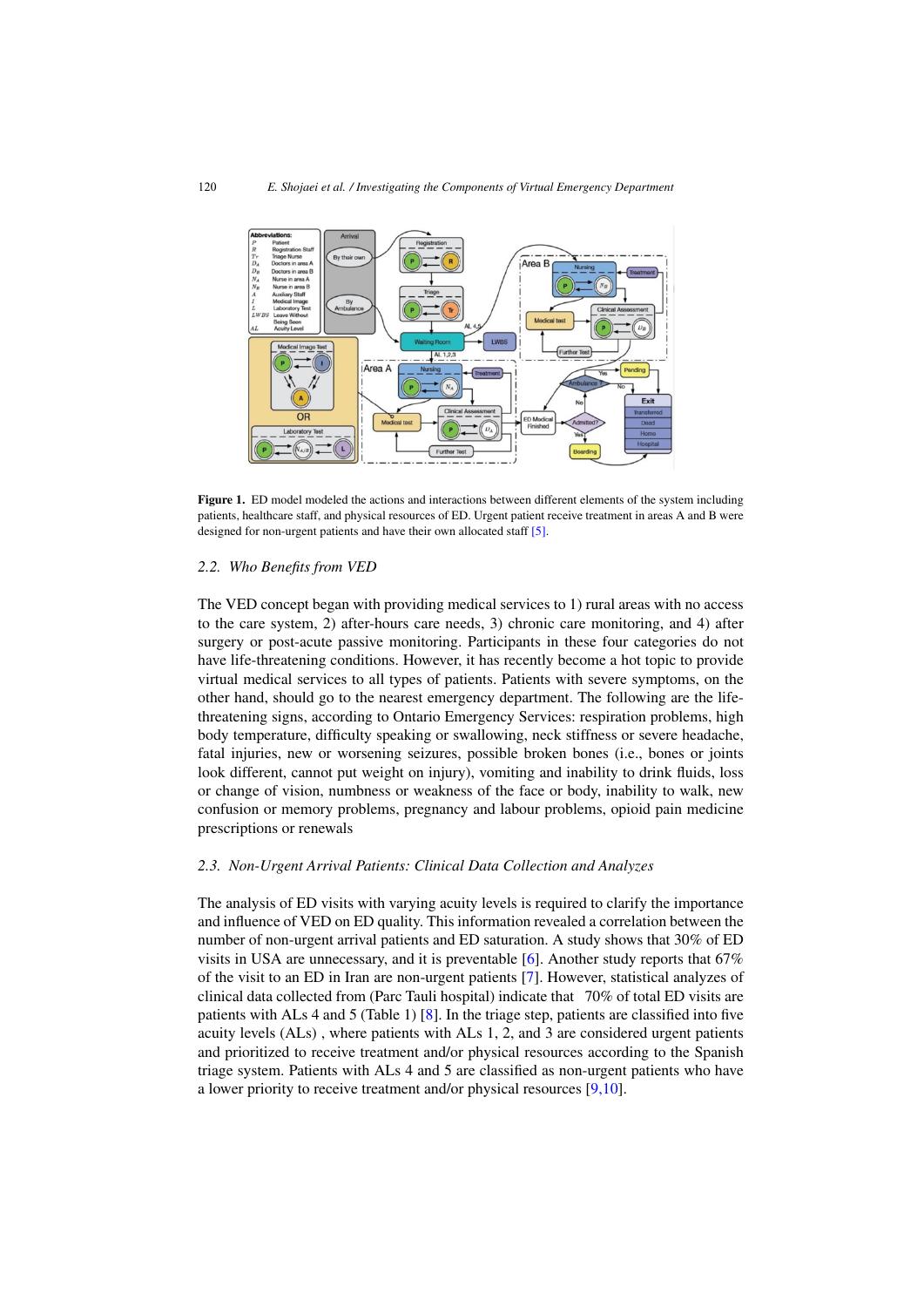Figure 1. ED model modeled the actions and interactions between different elements of the system including patients, healthcare staff, and physical resources of ED. Urgent patient receive treatment in areas A and B were designed for non-urgent patients and have their own allocated staff [5].

### 2.2. Who Benefits from VED

The VED concept began with providing medical services to 1) rural areas with no access to the care system, 2) after-hours care needs, 3) chronic care monitoring, and 4) after surgery or post-acute passive monitoring. Participants in these four categories do not have life-threatening conditions. However, it has recently become a hot topic to provide virtual medical services to all types of patients. Patients with severe symptoms, on the other hand, should go to the nearest emergency department. The following are the life-threatening signs, according to Ontario Emergency Services: respiration problems, high body temperature, difficulty speaking or swallowing, neck stiffness or severe headache, fatal injuries, new or worsening seizures, possible broken bones (i.e., bones or joints look different, cannot put weight on injury), vomiting and inability to drink fluids, loss or change of vision, numbness or weakness of the face or body, inability to walk, new confusion or memory problems, pregnancy and labour problems, opioid pain medicine prescriptions or renewals

### 2.3. Non-Urgent Arrival Patients: Clinical Data Collection and Analyzes

The analysis of ED visits with varying acuity levels is required to clarify the importance and influence of VED on ED quality. This information revealed a correlation between the number of non-urgent arrival patients and ED saturation. A study shows that 30% of ED visits in USA are unnecessary, and it is preventable [6]. Another study reports that 67% of the visit to an ED in Iran are non-urgent patients [7]. However, statistical analyzes of clinical data collected from (Parc Tauli hospital) indicate that 70% of total ED visits are patients with ALs 4 and 5 (Table 1) [8]. In the triage step, patients are classified into five acuity levels (ALs) , where patients with ALs 1, 2, and 3 are considered urgent patients and prioritized to receive treatment and/or physical resources according to the Spanish triage system. Patients with ALs 4 and 5 are classified as non-urgent patients who have a lower priority to receive treatment and/or physical resources [9,10].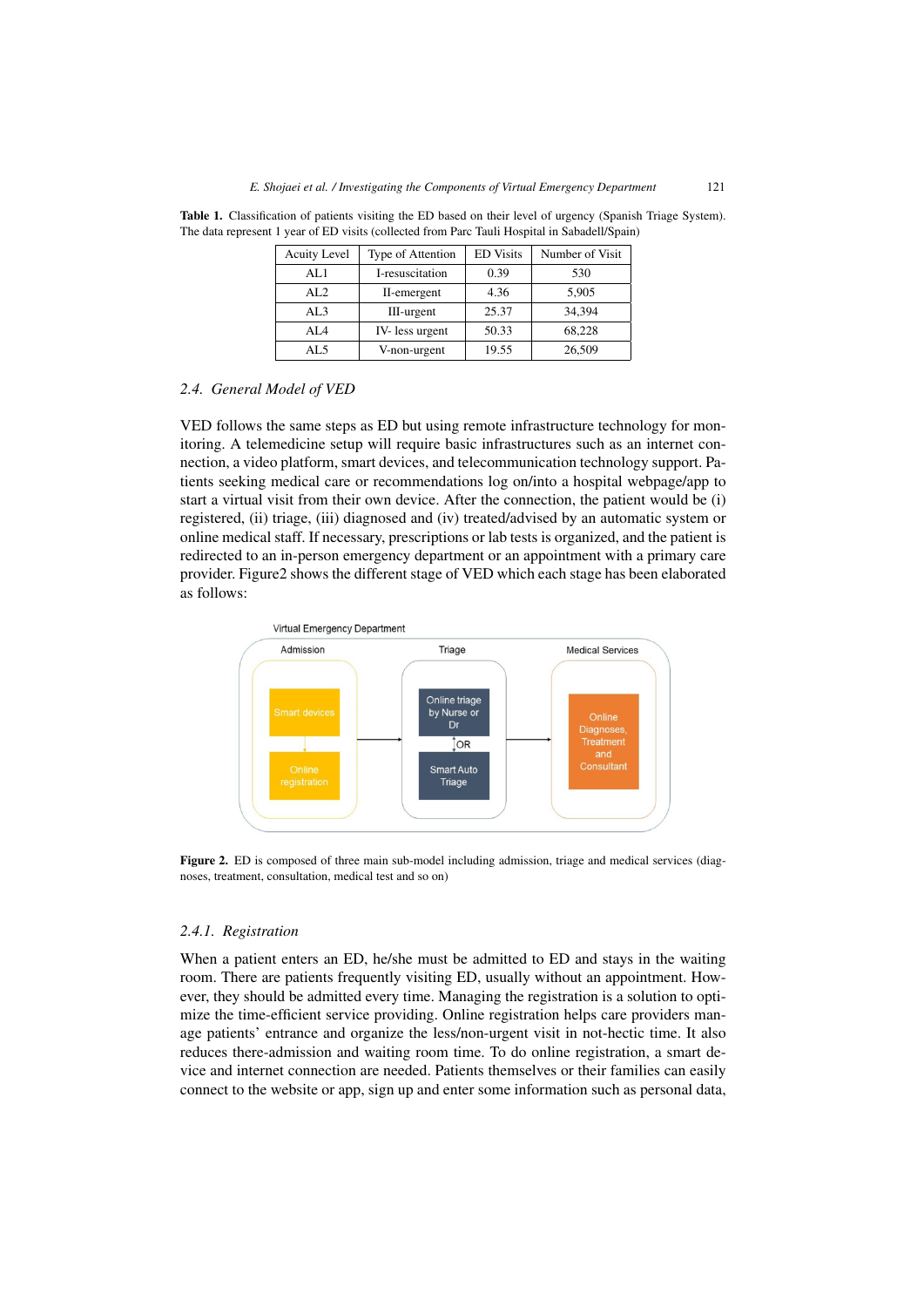**Table 1.** Classification of patients visiting the ED based on their level of urgency (Spanish Triage System). The data represent 1 year of ED visits (collected from Parc Tauli Hospital in Sabadell/Spain)

| Acuity Level | Type of Attention | ED Visits | Number of Visit |
|---|---|---|---|
| AL1 | I-resuscitation | 0.39 | 530 |
| AL2 | II-emergent | 4.36 | 5,905 |
| AL3 | III-urgent | 25.37 | 34,394 |
| AL4 | IV- less urgent | 50.33 | 68,228 |
| AL5 | V-non-urgent | 19.55 | 26,509 |

### 2.4. General Model of VED

VED follows the same steps as ED but using remote infrastructure technology for monitoring. A telemedicine setup will require basic infrastructures such as an internet connection, a video platform, smart devices, and telecommunication technology support. Patients seeking medical care or recommendations log on/into a hospital webpage/app to start a virtual visit from their own device. After the connection, the patient would be (i) registered, (ii) triage, (iii) diagnosed and (iv) treated/advised by an automatic system or online medical staff. If necessary, prescriptions or lab tests is organized, and the patient is redirected to an in-person emergency department or an appointment with a primary care provider. Figure2 shows the different stage of VED which each stage has been elaborated as follows:

Virtual Emergency Department

Admission: Smart devices → Online registration

Triage: Online triage by Nurse or Dr OR Smart Auto Triage

Medical Services: Online Diagnoses, Treatment and Consultant

**Figure 2.** ED is composed of three main sub-model including admission, triage and medical services (diagnoses, treatment, consultation, medical test and so on)

#### 2.4.1. Registration

When a patient enters an ED, he/she must be admitted to ED and stays in the waiting room. There are patients frequently visiting ED, usually without an appointment. However, they should be admitted every time. Managing the registration is a solution to optimize the time-efficient service providing. Online registration helps care providers manage patients' entrance and organize the less/non-urgent visit in not-hectic time. It also reduces there-admission and waiting room time. To do online registration, a smart device and internet connection are needed. Patients themselves or their families can easily connect to the website or app, sign up and enter some information such as personal data,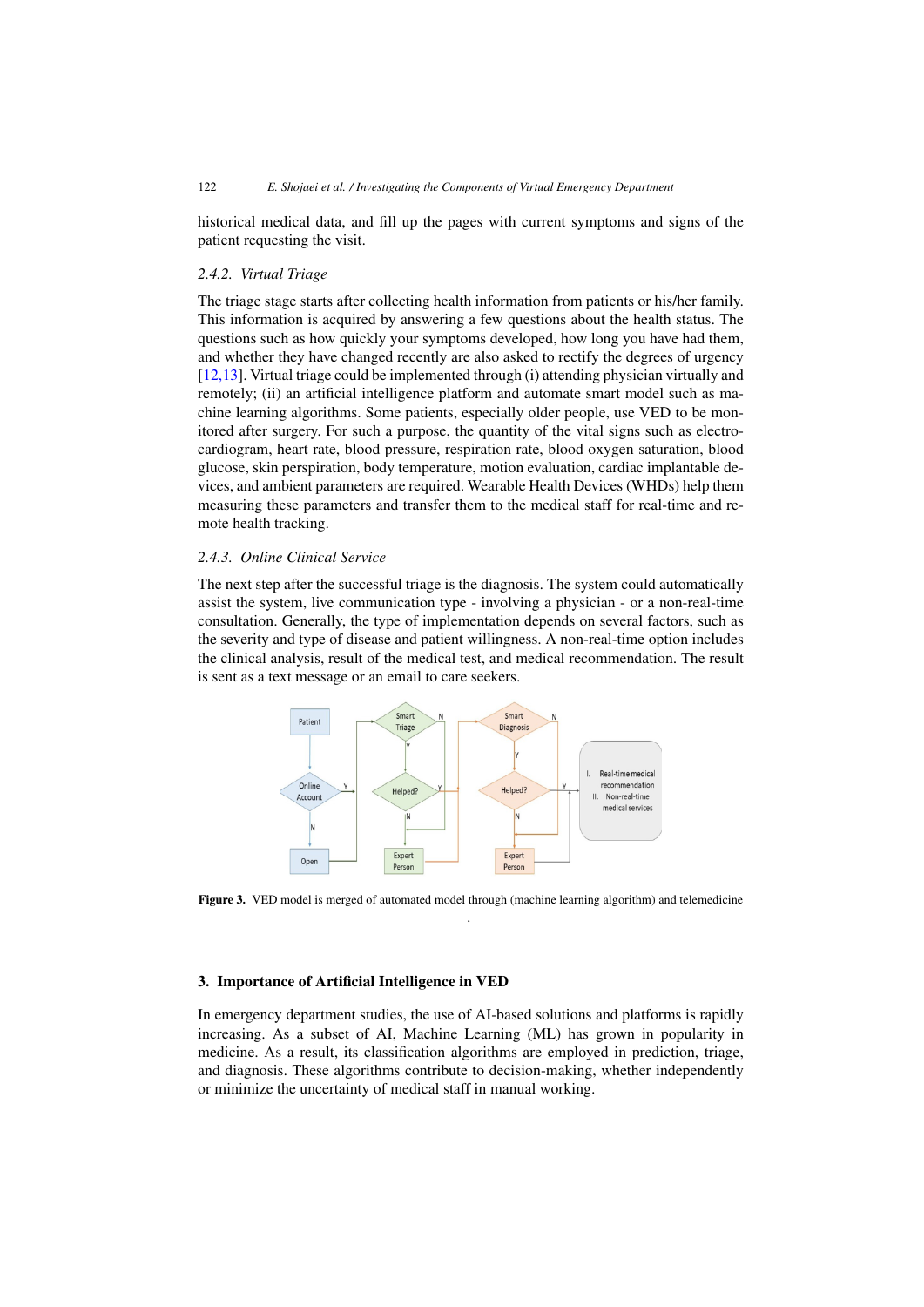historical medical data, and fill up the pages with current symptoms and signs of the patient requesting the visit.

### 2.4.2. *Virtual Triage*

The triage stage starts after collecting health information from patients or his/her family. This information is acquired by answering a few questions about the health status. The questions such as how quickly your symptoms developed, how long you have had them, and whether they have changed recently are also asked to rectify the degrees of urgency [12,13]. Virtual triage could be implemented through (i) attending physician virtually and remotely; (ii) an artificial intelligence platform and automate smart model such as machine learning algorithms. Some patients, especially older people, use VED to be monitored after surgery. For such a purpose, the quantity of the vital signs such as electrocardiogram, heart rate, blood pressure, respiration rate, blood oxygen saturation, blood glucose, skin perspiration, body temperature, motion evaluation, cardiac implantable devices, and ambient parameters are required. Wearable Health Devices (WHDs) help them measuring these parameters and transfer them to the medical staff for real-time and remote health tracking.

### 2.4.3. *Online Clinical Service*

The next step after the successful triage is the diagnosis. The system could automatically assist the system, live communication type - involving a physician - or a non-real-time consultation. Generally, the type of implementation depends on several factors, such as the severity and type of disease and patient willingness. A non-real-time option includes the clinical analysis, result of the medical test, and medical recommendation. The result is sent as a text message or an email to care seekers.

**Figure 3.** VED model is merged of automated model through (machine learning algorithm) and telemedicine

## 3. Importance of Artificial Intelligence in VED

In emergency department studies, the use of AI-based solutions and platforms is rapidly increasing. As a subset of AI, Machine Learning (ML) has grown in popularity in medicine. As a result, its classification algorithms are employed in prediction, triage, and diagnosis. These algorithms contribute to decision-making, whether independently or minimize the uncertainty of medical staff in manual working.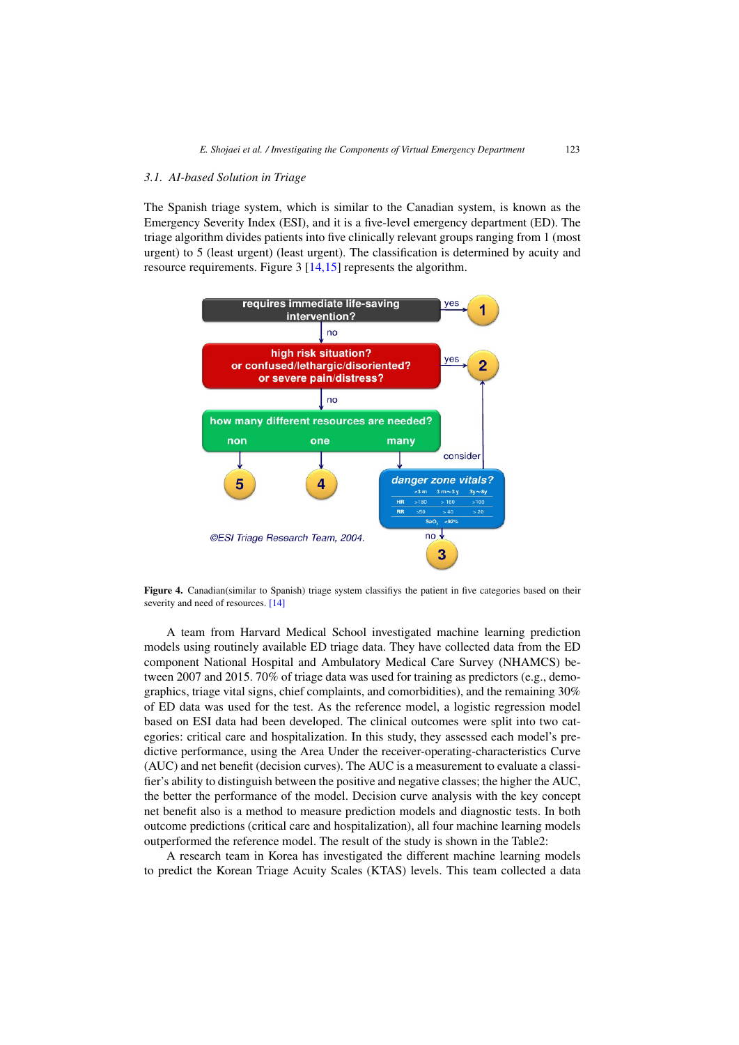### 3.1. AI-based Solution in Triage

The Spanish triage system, which is similar to the Canadian system, is known as the Emergency Severity Index (ESI), and it is a five-level emergency department (ED). The triage algorithm divides patients into five clinically relevant groups ranging from 1 (most urgent) to 5 (least urgent) (least urgent). The classification is determined by acuity and resource requirements. Figure 3 [14,15] represents the algorithm.

**Figure 4.** Canadian(similar to Spanish) triage system classifiys the patient in five categories based on their severity and need of resources. [14]

A team from Harvard Medical School investigated machine learning prediction models using routinely available ED triage data. They have collected data from the ED component National Hospital and Ambulatory Medical Care Survey (NHAMCS) between 2007 and 2015. 70% of triage data was used for training as predictors (e.g., demographics, triage vital signs, chief complaints, and comorbidities), and the remaining 30% of ED data was used for the test. As the reference model, a logistic regression model based on ESI data had been developed. The clinical outcomes were split into two categories: critical care and hospitalization. In this study, they assessed each model's predictive performance, using the Area Under the receiver-operating-characteristics Curve (AUC) and net benefit (decision curves). The AUC is a measurement to evaluate a classifier's ability to distinguish between the positive and negative classes; the higher the AUC, the better the performance of the model. Decision curve analysis with the key concept net benefit also is a method to measure prediction models and diagnostic tests. In both outcome predictions (critical care and hospitalization), all four machine learning models outperformed the reference model. The result of the study is shown in the Table2:

A research team in Korea has investigated the different machine learning models to predict the Korean Triage Acuity Scales (KTAS) levels. This team collected a data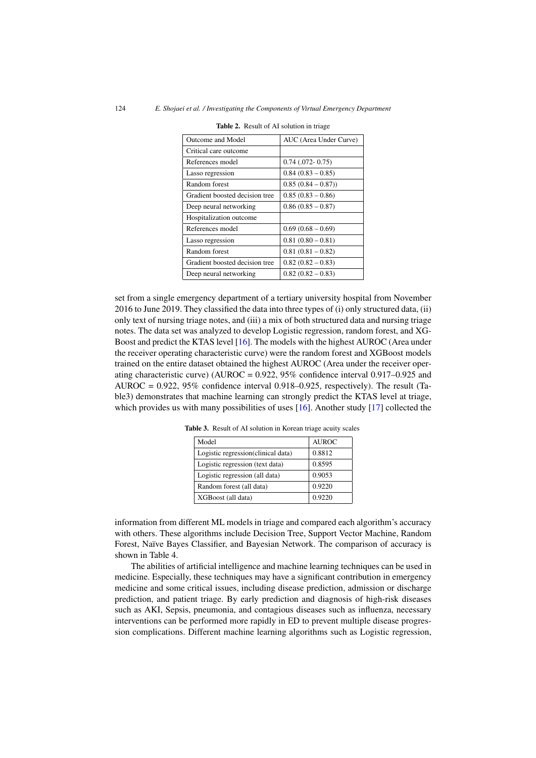**Table 2.** Result of AI solution in triage

| Outcome and Model | AUC (Area Under Curve) |
| --- | --- |
| Critical care outcome | |
| References model | 0.74 (.072- 0.75) |
| Lasso regression | 0.84 (0.83 – 0.85) |
| Random forest | 0.85 (0.84 – 0.87)) |
| Gradient boosted decision tree | 0.85 (0.83 – 0.86) |
| Deep neural networking | 0.86 (0.85 – 0.87) |
| Hospitalization outcome | |
| References model | 0.69 (0.68 – 0.69) |
| Lasso regression | 0.81 (0.80 – 0.81) |
| Random forest | 0.81 (0.81 – 0.82) |
| Gradient boosted decision tree | 0.82 (0.82 – 0.83) |
| Deep neural networking | 0.82 (0.82 – 0.83) |

set from a single emergency department of a tertiary university hospital from November 2016 to June 2019. They classified the data into three types of (i) only structured data, (ii) only text of nursing triage notes, and (iii) a mix of both structured data and nursing triage notes. The data set was analyzed to develop Logistic regression, random forest, and XG-Boost and predict the KTAS level [16]. The models with the highest AUROC (Area under the receiver operating characteristic curve) were the random forest and XGBoost models trained on the entire dataset obtained the highest AUROC (Area under the receiver operating characteristic curve) (AUROC = 0.922, 95% confidence interval 0.917–0.925 and AUROC = 0.922, 95% confidence interval 0.918–0.925, respectively). The result (Table3) demonstrates that machine learning can strongly predict the KTAS level at triage, which provides us with many possibilities of uses [16]. Another study [17] collected the

**Table 3.** Result of AI solution in Korean triage acuity scales

| Model | AUROC |
| --- | --- |
| Logistic regression(clinical data) | 0.8812 |
| Logistic regression (text data) | 0.8595 |
| Logistic regression (all data) | 0.9053 |
| Random forest (all data) | 0.9220 |
| XGBoost (all data) | 0.9220 |

information from different ML models in triage and compared each algorithm's accuracy with others. These algorithms include Decision Tree, Support Vector Machine, Random Forest, Naïve Bayes Classifier, and Bayesian Network. The comparison of accuracy is shown in Table 4.

The abilities of artificial intelligence and machine learning techniques can be used in medicine. Especially, these techniques may have a significant contribution in emergency medicine and some critical issues, including disease prediction, admission or discharge prediction, and patient triage. By early prediction and diagnosis of high-risk diseases such as AKI, Sepsis, pneumonia, and contagious diseases such as influenza, necessary interventions can be performed more rapidly in ED to prevent multiple disease progression complications. Different machine learning algorithms such as Logistic regression,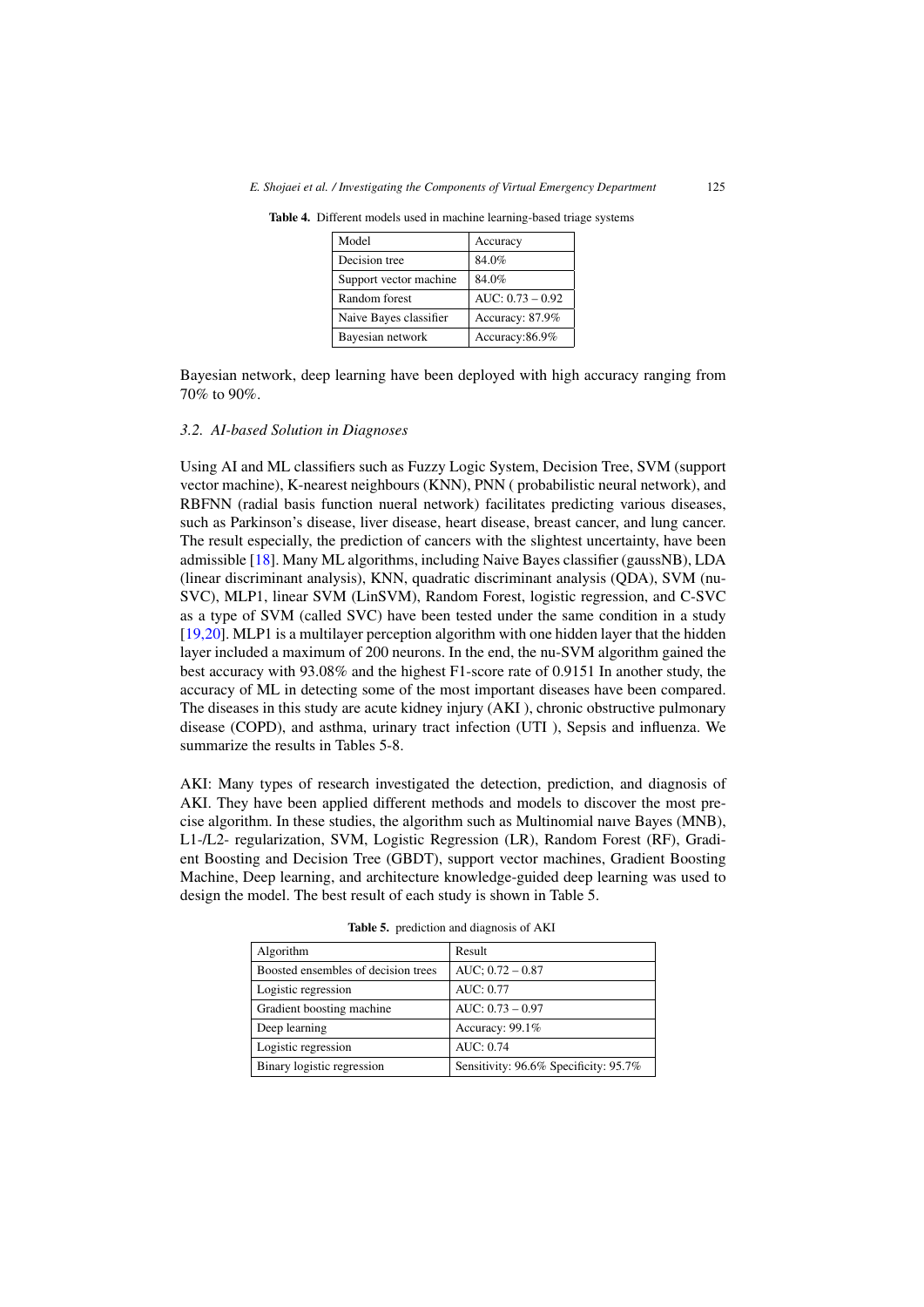**Table 4.** Different models used in machine learning-based triage systems

| Model | Accuracy |
|---|---|
| Decision tree | 84.0% |
| Support vector machine | 84.0% |
| Random forest | AUC: 0.73 – 0.92 |
| Naive Bayes classifier | Accuracy: 87.9% |
| Bayesian network | Accuracy:86.9% |

Bayesian network, deep learning have been deployed with high accuracy ranging from 70% to 90%.

### *3.2. AI-based Solution in Diagnoses*

Using AI and ML classifiers such as Fuzzy Logic System, Decision Tree, SVM (support vector machine), K-nearest neighbours (KNN), PNN ( probabilistic neural network), and RBFNN (radial basis function nueral network) facilitates predicting various diseases, such as Parkinson's disease, liver disease, heart disease, breast cancer, and lung cancer. The result especially, the prediction of cancers with the slightest uncertainty, have been admissible [18]. Many ML algorithms, including Naive Bayes classifier (gaussNB), LDA (linear discriminant analysis), KNN, quadratic discriminant analysis (QDA), SVM (nu-SVC), MLP1, linear SVM (LinSVM), Random Forest, logistic regression, and C-SVC as a type of SVM (called SVC) have been tested under the same condition in a study [19,20]. MLP1 is a multilayer perception algorithm with one hidden layer that the hidden layer included a maximum of 200 neurons. In the end, the nu-SVM algorithm gained the best accuracy with 93.08% and the highest F1-score rate of 0.9151 In another study, the accuracy of ML in detecting some of the most important diseases have been compared. The diseases in this study are acute kidney injury (AKI ), chronic obstructive pulmonary disease (COPD), and asthma, urinary tract infection (UTI ), Sepsis and influenza. We summarize the results in Tables 5-8.

AKI: Many types of research investigated the detection, prediction, and diagnosis of AKI. They have been applied different methods and models to discover the most precise algorithm. In these studies, the algorithm such as Multinomial naıve Bayes (MNB), L1-/L2- regularization, SVM, Logistic Regression (LR), Random Forest (RF), Gradient Boosting and Decision Tree (GBDT), support vector machines, Gradient Boosting Machine, Deep learning, and architecture knowledge-guided deep learning was used to design the model. The best result of each study is shown in Table 5.

**Table 5.** prediction and diagnosis of AKI

| Algorithm | Result |
|---|---|
| Boosted ensembles of decision trees | AUC; 0.72 – 0.87 |
| Logistic regression | AUC: 0.77 |
| Gradient boosting machine | AUC: 0.73 – 0.97 |
| Deep learning | Accuracy: 99.1% |
| Logistic regression | AUC: 0.74 |
| Binary logistic regression | Sensitivity: 96.6% Specificity: 95.7% |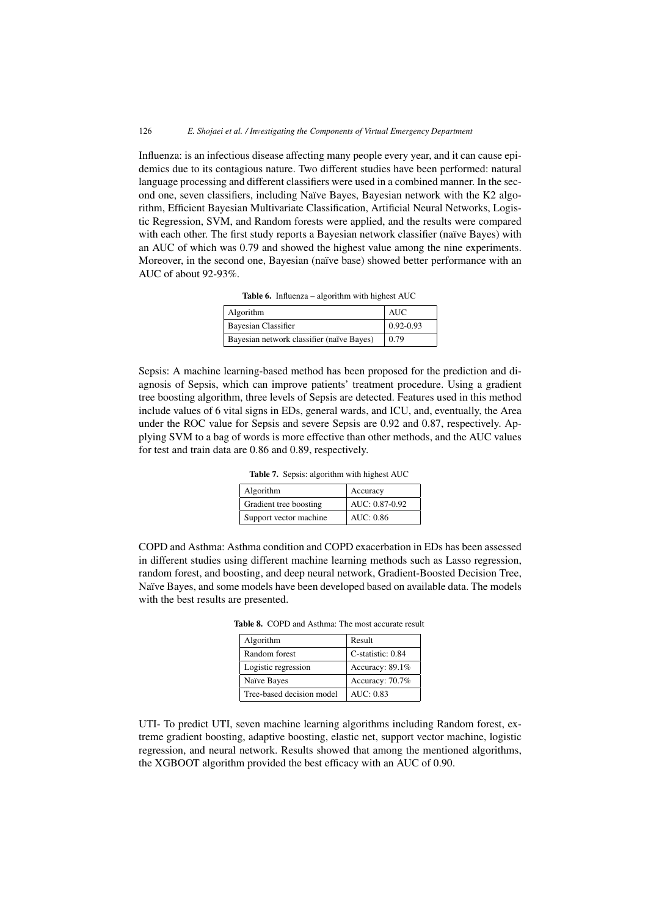Influenza: is an infectious disease affecting many people every year, and it can cause epidemics due to its contagious nature. Two different studies have been performed: natural language processing and different classifiers were used in a combined manner. In the second one, seven classifiers, including Naïve Bayes, Bayesian network with the K2 algorithm, Efficient Bayesian Multivariate Classification, Artificial Neural Networks, Logistic Regression, SVM, and Random forests were applied, and the results were compared with each other. The first study reports a Bayesian network classifier (naïve Bayes) with an AUC of which was 0.79 and showed the highest value among the nine experiments. Moreover, in the second one, Bayesian (naïve base) showed better performance with an AUC of about 92-93%.

**Table 6.** Influenza – algorithm with highest AUC

| Algorithm | AUC |
|---|---|
| Bayesian Classifier | 0.92-0.93 |
| Bayesian network classifier (naïve Bayes) | 0.79 |

Sepsis: A machine learning-based method has been proposed for the prediction and diagnosis of Sepsis, which can improve patients' treatment procedure. Using a gradient tree boosting algorithm, three levels of Sepsis are detected. Features used in this method include values of 6 vital signs in EDs, general wards, and ICU, and, eventually, the Area under the ROC value for Sepsis and severe Sepsis are 0.92 and 0.87, respectively. Applying SVM to a bag of words is more effective than other methods, and the AUC values for test and train data are 0.86 and 0.89, respectively.

**Table 7.** Sepsis: algorithm with highest AUC

| Algorithm | Accuracy |
|---|---|
| Gradient tree boosting | AUC: 0.87-0.92 |
| Support vector machine | AUC: 0.86 |

COPD and Asthma: Asthma condition and COPD exacerbation in EDs has been assessed in different studies using different machine learning methods such as Lasso regression, random forest, and boosting, and deep neural network, Gradient-Boosted Decision Tree, Naïve Bayes, and some models have been developed based on available data. The models with the best results are presented.

**Table 8.** COPD and Asthma: The most accurate result

| Algorithm | Result |
|---|---|
| Random forest | C-statistic: 0.84 |
| Logistic regression | Accuracy: 89.1% |
| Naïve Bayes | Accuracy: 70.7% |
| Tree-based decision model | AUC: 0.83 |

UTI- To predict UTI, seven machine learning algorithms including Random forest, extreme gradient boosting, adaptive boosting, elastic net, support vector machine, logistic regression, and neural network. Results showed that among the mentioned algorithms, the XGBOOT algorithm provided the best efficacy with an AUC of 0.90.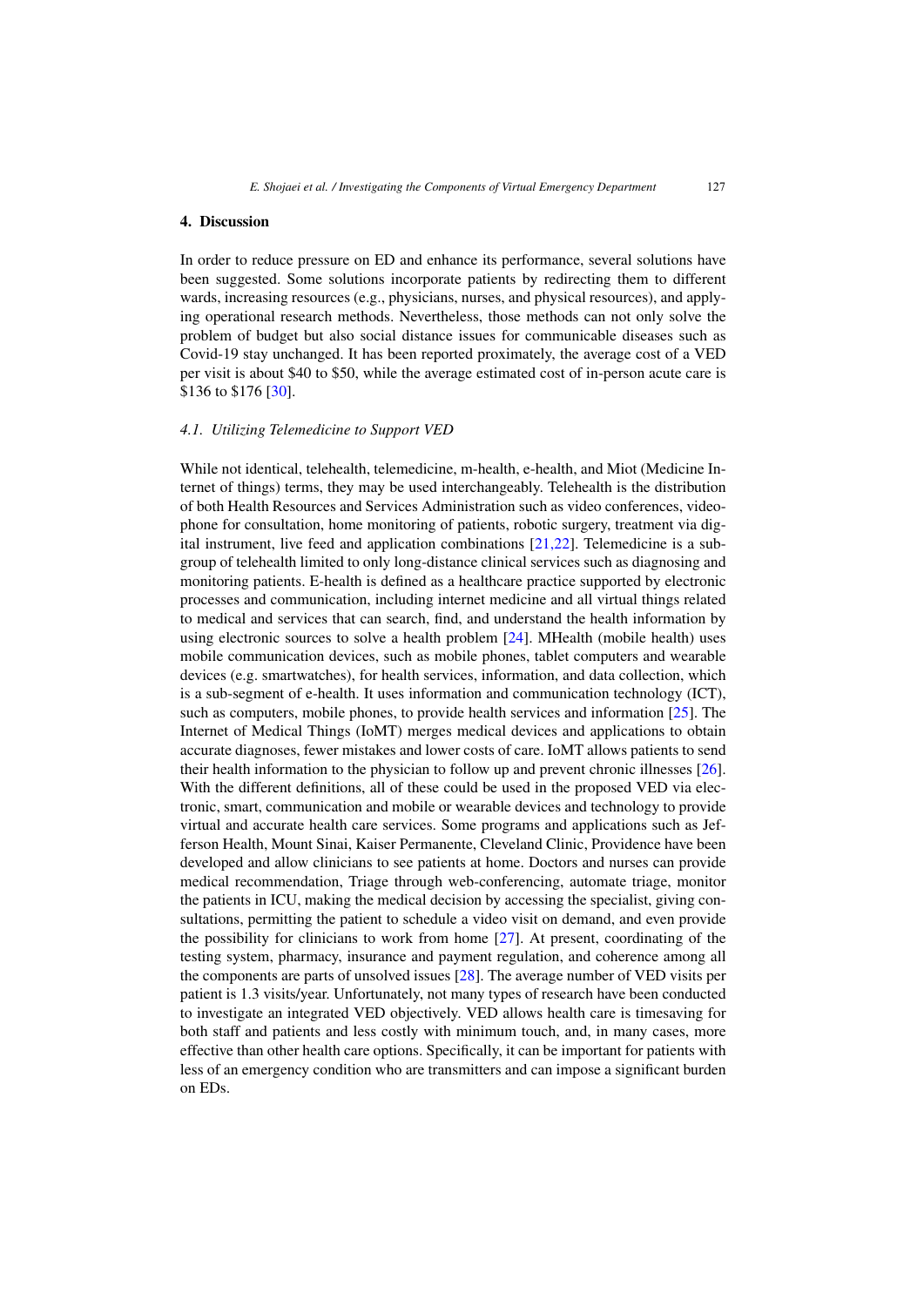## 4. Discussion

In order to reduce pressure on ED and enhance its performance, several solutions have been suggested. Some solutions incorporate patients by redirecting them to different wards, increasing resources (e.g., physicians, nurses, and physical resources), and applying operational research methods. Nevertheless, those methods can not only solve the problem of budget but also social distance issues for communicable diseases such as Covid-19 stay unchanged. It has been reported proximately, the average cost of a VED per visit is about $40 to $50, while the average estimated cost of in-person acute care is $136 to $176 [30].

### *4.1. Utilizing Telemedicine to Support VED*

While not identical, telehealth, telemedicine, m-health, e-health, and Miot (Medicine Internet of things) terms, they may be used interchangeably. Telehealth is the distribution of both Health Resources and Services Administration such as video conferences, videophone for consultation, home monitoring of patients, robotic surgery, treatment via digital instrument, live feed and application combinations [21,22]. Telemedicine is a subgroup of telehealth limited to only long-distance clinical services such as diagnosing and monitoring patients. E-health is defined as a healthcare practice supported by electronic processes and communication, including internet medicine and all virtual things related to medical and services that can search, find, and understand the health information by using electronic sources to solve a health problem [24]. MHealth (mobile health) uses mobile communication devices, such as mobile phones, tablet computers and wearable devices (e.g. smartwatches), for health services, information, and data collection, which is a sub-segment of e-health. It uses information and communication technology (ICT), such as computers, mobile phones, to provide health services and information [25]. The Internet of Medical Things (IoMT) merges medical devices and applications to obtain accurate diagnoses, fewer mistakes and lower costs of care. IoMT allows patients to send their health information to the physician to follow up and prevent chronic illnesses [26]. With the different definitions, all of these could be used in the proposed VED via electronic, smart, communication and mobile or wearable devices and technology to provide virtual and accurate health care services. Some programs and applications such as Jefferson Health, Mount Sinai, Kaiser Permanente, Cleveland Clinic, Providence have been developed and allow clinicians to see patients at home. Doctors and nurses can provide medical recommendation, Triage through web-conferencing, automate triage, monitor the patients in ICU, making the medical decision by accessing the specialist, giving consultations, permitting the patient to schedule a video visit on demand, and even provide the possibility for clinicians to work from home [27]. At present, coordinating of the testing system, pharmacy, insurance and payment regulation, and coherence among all the components are parts of unsolved issues [28]. The average number of VED visits per patient is 1.3 visits/year. Unfortunately, not many types of research have been conducted to investigate an integrated VED objectively. VED allows health care is timesaving for both staff and patients and less costly with minimum touch, and, in many cases, more effective than other health care options. Specifically, it can be important for patients with less of an emergency condition who are transmitters and can impose a significant burden on EDs.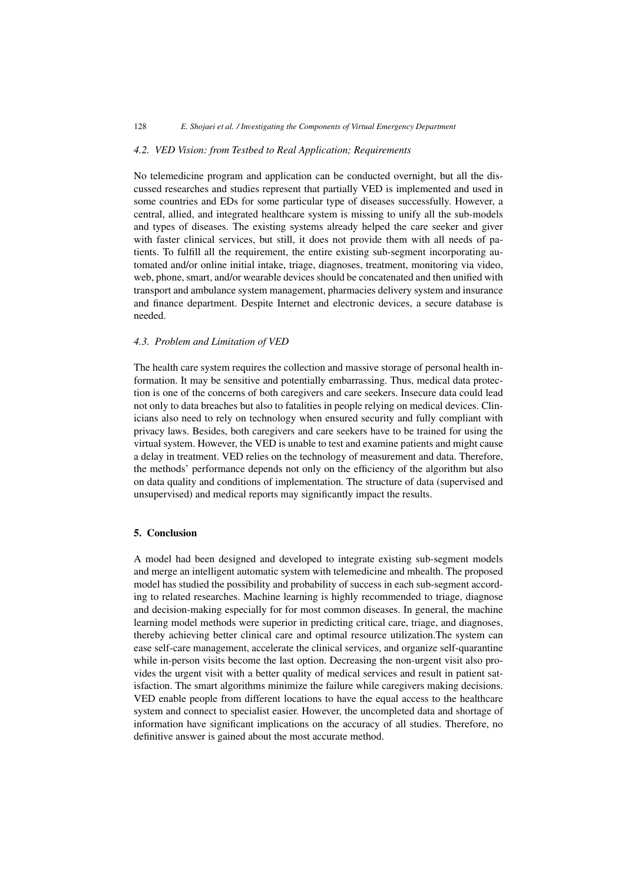### 4.2. VED Vision: from Testbed to Real Application; Requirements

No telemedicine program and application can be conducted overnight, but all the discussed researches and studies represent that partially VED is implemented and used in some countries and EDs for some particular type of diseases successfully. However, a central, allied, and integrated healthcare system is missing to unify all the sub-models and types of diseases. The existing systems already helped the care seeker and giver with faster clinical services, but still, it does not provide them with all needs of patients. To fulfill all the requirement, the entire existing sub-segment incorporating automated and/or online initial intake, triage, diagnoses, treatment, monitoring via video, web, phone, smart, and/or wearable devices should be concatenated and then unified with transport and ambulance system management, pharmacies delivery system and insurance and finance department. Despite Internet and electronic devices, a secure database is needed.

### 4.3. Problem and Limitation of VED

The health care system requires the collection and massive storage of personal health information. It may be sensitive and potentially embarrassing. Thus, medical data protection is one of the concerns of both caregivers and care seekers. Insecure data could lead not only to data breaches but also to fatalities in people relying on medical devices. Clinicians also need to rely on technology when ensured security and fully compliant with privacy laws. Besides, both caregivers and care seekers have to be trained for using the virtual system. However, the VED is unable to test and examine patients and might cause a delay in treatment. VED relies on the technology of measurement and data. Therefore, the methods' performance depends not only on the efficiency of the algorithm but also on data quality and conditions of implementation. The structure of data (supervised and unsupervised) and medical reports may significantly impact the results.

## 5. Conclusion

A model had been designed and developed to integrate existing sub-segment models and merge an intelligent automatic system with telemedicine and mhealth. The proposed model has studied the possibility and probability of success in each sub-segment according to related researches. Machine learning is highly recommended to triage, diagnose and decision-making especially for for most common diseases. In general, the machine learning model methods were superior in predicting critical care, triage, and diagnoses, thereby achieving better clinical care and optimal resource utilization.The system can ease self-care management, accelerate the clinical services, and organize self-quarantine while in-person visits become the last option. Decreasing the non-urgent visit also provides the urgent visit with a better quality of medical services and result in patient satisfaction. The smart algorithms minimize the failure while caregivers making decisions. VED enable people from different locations to have the equal access to the healthcare system and connect to specialist easier. However, the uncompleted data and shortage of information have significant implications on the accuracy of all studies. Therefore, no definitive answer is gained about the most accurate method.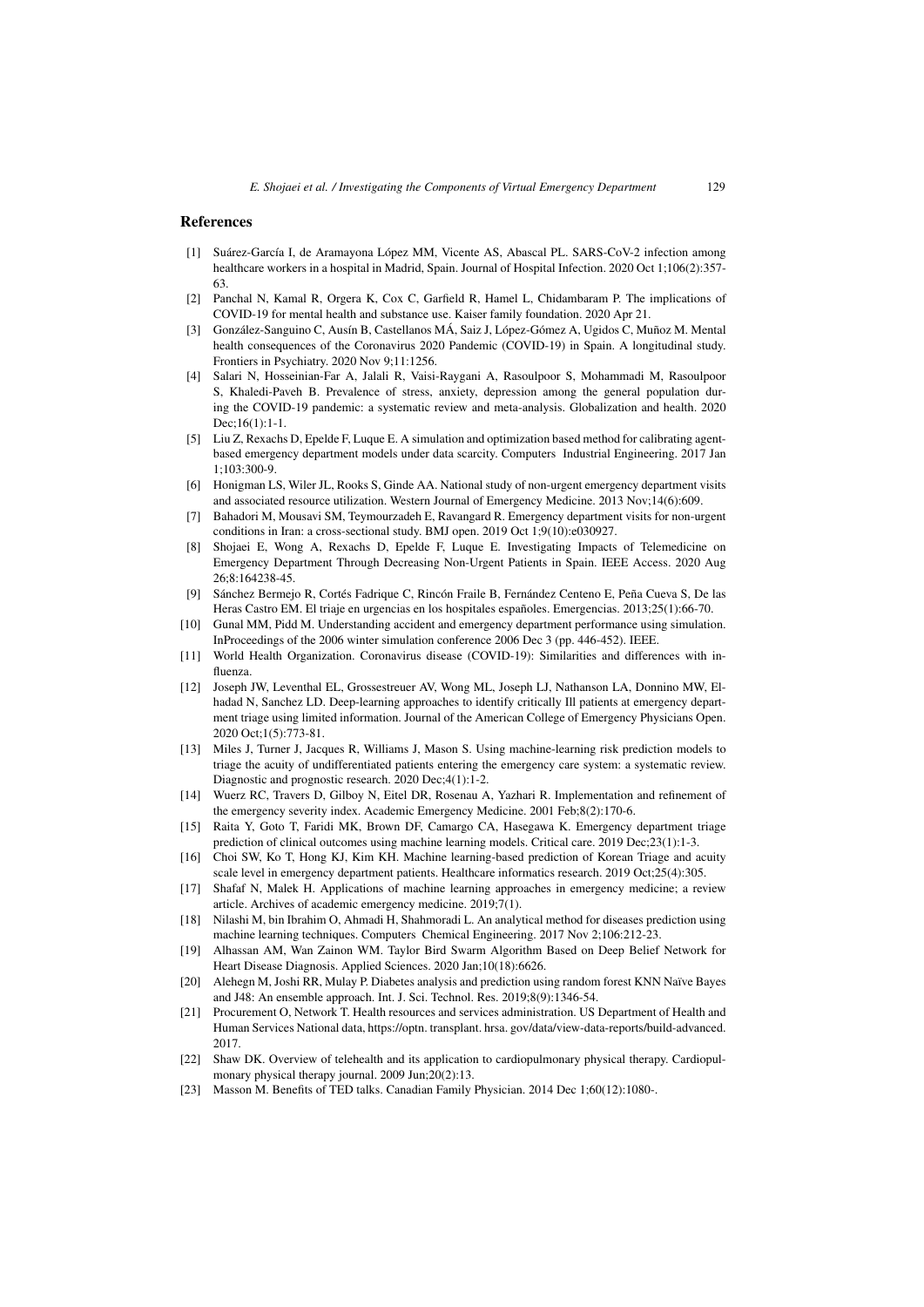## References

[1] Suárez-García I, de Aramayona López MM, Vicente AS, Abascal PL. SARS-CoV-2 infection among healthcare workers in a hospital in Madrid, Spain. Journal of Hospital Infection. 2020 Oct 1;106(2):357-63.

[2] Panchal N, Kamal R, Orgera K, Cox C, Garfield R, Hamel L, Chidambaram P. The implications of COVID-19 for mental health and substance use. Kaiser family foundation. 2020 Apr 21.

[3] González-Sanguino C, Ausín B, Castellanos MÁ, Saiz J, López-Gómez A, Ugidos C, Muñoz M. Mental health consequences of the Coronavirus 2020 Pandemic (COVID-19) in Spain. A longitudinal study. Frontiers in Psychiatry. 2020 Nov 9;11:1256.

[4] Salari N, Hosseinian-Far A, Jalali R, Vaisi-Raygani A, Rasoulpoor S, Mohammadi M, Rasoulpoor S, Khaledi-Paveh B. Prevalence of stress, anxiety, depression among the general population during the COVID-19 pandemic: a systematic review and meta-analysis. Globalization and health. 2020 Dec;16(1):1-1.

[5] Liu Z, Rexachs D, Epelde F, Luque E. A simulation and optimization based method for calibrating agent-based emergency department models under data scarcity. Computers Industrial Engineering. 2017 Jan 1;103:300-9.

[6] Honigman LS, Wiler JL, Rooks S, Ginde AA. National study of non-urgent emergency department visits and associated resource utilization. Western Journal of Emergency Medicine. 2013 Nov;14(6):609.

[7] Bahadori M, Mousavi SM, Teymourzadeh E, Ravangard R. Emergency department visits for non-urgent conditions in Iran: a cross-sectional study. BMJ open. 2019 Oct 1;9(10):e030927.

[8] Shojaei E, Wong A, Rexachs D, Epelde F, Luque E. Investigating Impacts of Telemedicine on Emergency Department Through Decreasing Non-Urgent Patients in Spain. IEEE Access. 2020 Aug 26;8:164238-45.

[9] Sánchez Bermejo R, Cortés Fadrique C, Rincón Fraile B, Fernández Centeno E, Peña Cueva S, De las Heras Castro EM. El triaje en urgencias en los hospitales españoles. Emergencias. 2013;25(1):66-70.

[10] Gunal MM, Pidd M. Understanding accident and emergency department performance using simulation. InProceedings of the 2006 winter simulation conference 2006 Dec 3 (pp. 446-452). IEEE.

[11] World Health Organization. Coronavirus disease (COVID-19): Similarities and differences with influenza.

[12] Joseph JW, Leventhal EL, Grossestreuer AV, Wong ML, Joseph LJ, Nathanson LA, Donnino MW, Elhadad N, Sanchez LD. Deep-learning approaches to identify critically Ill patients at emergency department triage using limited information. Journal of the American College of Emergency Physicians Open. 2020 Oct;1(5):773-81.

[13] Miles J, Turner J, Jacques R, Williams J, Mason S. Using machine-learning risk prediction models to triage the acuity of undifferentiated patients entering the emergency care system: a systematic review. Diagnostic and prognostic research. 2020 Dec;4(1):1-2.

[14] Wuerz RC, Travers D, Gilboy N, Eitel DR, Rosenau A, Yazhari R. Implementation and refinement of the emergency severity index. Academic Emergency Medicine. 2001 Feb;8(2):170-6.

[15] Raita Y, Goto T, Faridi MK, Brown DF, Camargo CA, Hasegawa K. Emergency department triage prediction of clinical outcomes using machine learning models. Critical care. 2019 Dec;23(1):1-3.

[16] Choi SW, Ko T, Hong KJ, Kim KH. Machine learning-based prediction of Korean Triage and acuity scale level in emergency department patients. Healthcare informatics research. 2019 Oct;25(4):305.

[17] Shafaf N, Malek H. Applications of machine learning approaches in emergency medicine; a review article. Archives of academic emergency medicine. 2019;7(1).

[18] Nilashi M, bin Ibrahim O, Ahmadi H, Shahmoradi L. An analytical method for diseases prediction using machine learning techniques. Computers Chemical Engineering. 2017 Nov 2;106:212-23.

[19] Alhassan AM, Wan Zainon WM. Taylor Bird Swarm Algorithm Based on Deep Belief Network for Heart Disease Diagnosis. Applied Sciences. 2020 Jan;10(18):6626.

[20] Alehegn M, Joshi RR, Mulay P. Diabetes analysis and prediction using random forest KNN Naïve Bayes and J48: An ensemble approach. Int. J. Sci. Technol. Res. 2019;8(9):1346-54.

[21] Procurement O, Network T. Health resources and services administration. US Department of Health and Human Services National data, https://optn. transplant. hrsa. gov/data/view-data-reports/build-advanced. 2017.

[22] Shaw DK. Overview of telehealth and its application to cardiopulmonary physical therapy. Cardiopulmonary physical therapy journal. 2009 Jun;20(2):13.

[23] Masson M. Benefits of TED talks. Canadian Family Physician. 2014 Dec 1;60(12):1080-.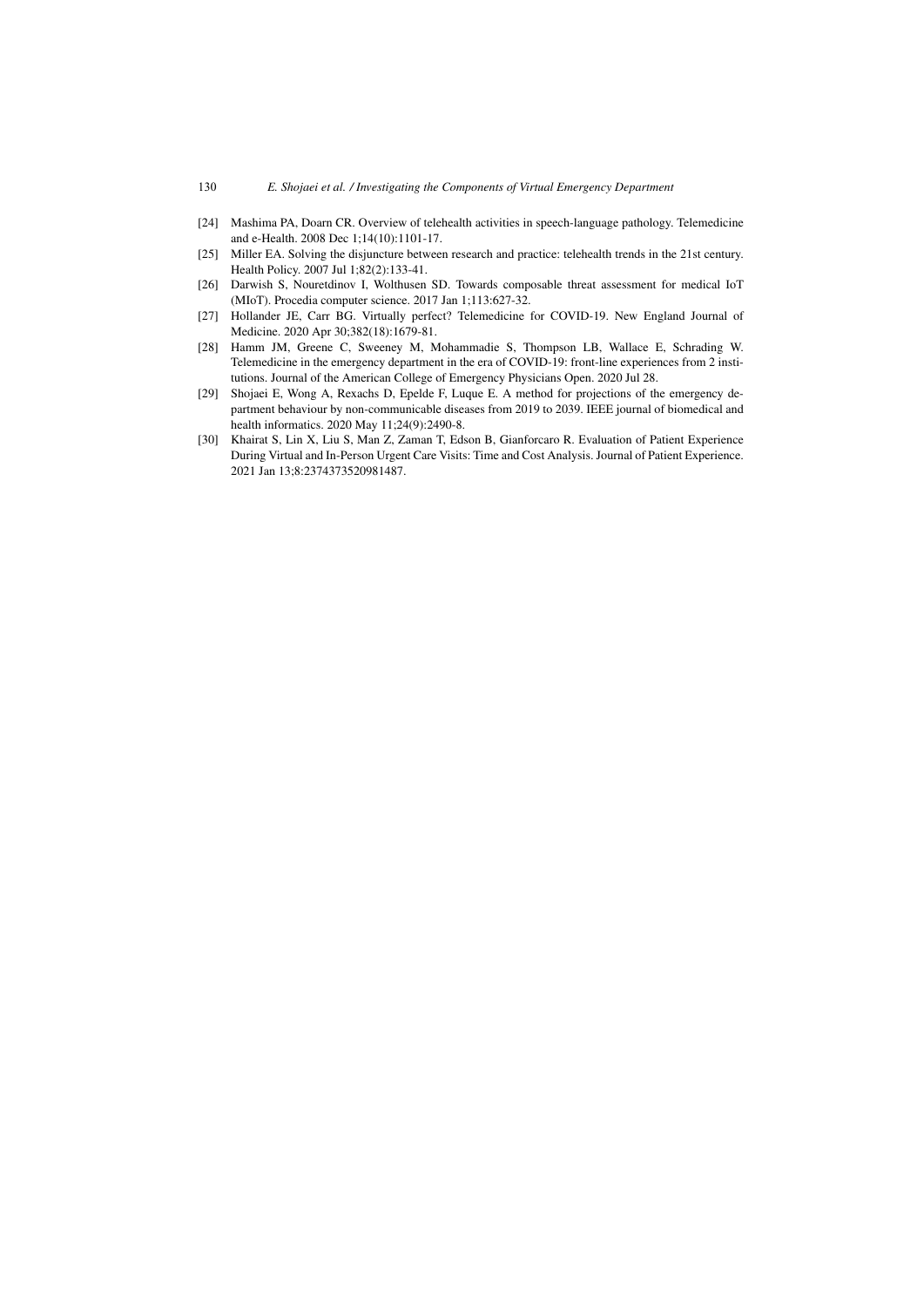[24] Mashima PA, Doarn CR. Overview of telehealth activities in speech-language pathology. Telemedicine and e-Health. 2008 Dec 1;14(10):1101-17.

[25] Miller EA. Solving the disjuncture between research and practice: telehealth trends in the 21st century. Health Policy. 2007 Jul 1;82(2):133-41.

[26] Darwish S, Nouretdinov I, Wolthusen SD. Towards composable threat assessment for medical IoT (MIoT). Procedia computer science. 2017 Jan 1;113:627-32.

[27] Hollander JE, Carr BG. Virtually perfect? Telemedicine for COVID-19. New England Journal of Medicine. 2020 Apr 30;382(18):1679-81.

[28] Hamm JM, Greene C, Sweeney M, Mohammadie S, Thompson LB, Wallace E, Schrading W. Telemedicine in the emergency department in the era of COVID-19: front-line experiences from 2 institutions. Journal of the American College of Emergency Physicians Open. 2020 Jul 28.

[29] Shojaei E, Wong A, Rexachs D, Epelde F, Luque E. A method for projections of the emergency department behaviour by non-communicable diseases from 2019 to 2039. IEEE journal of biomedical and health informatics. 2020 May 11;24(9):2490-8.

[30] Khairat S, Lin X, Liu S, Man Z, Zaman T, Edson B, Gianforcaro R. Evaluation of Patient Experience During Virtual and In-Person Urgent Care Visits: Time and Cost Analysis. Journal of Patient Experience. 2021 Jan 13;8:2374373520981487.